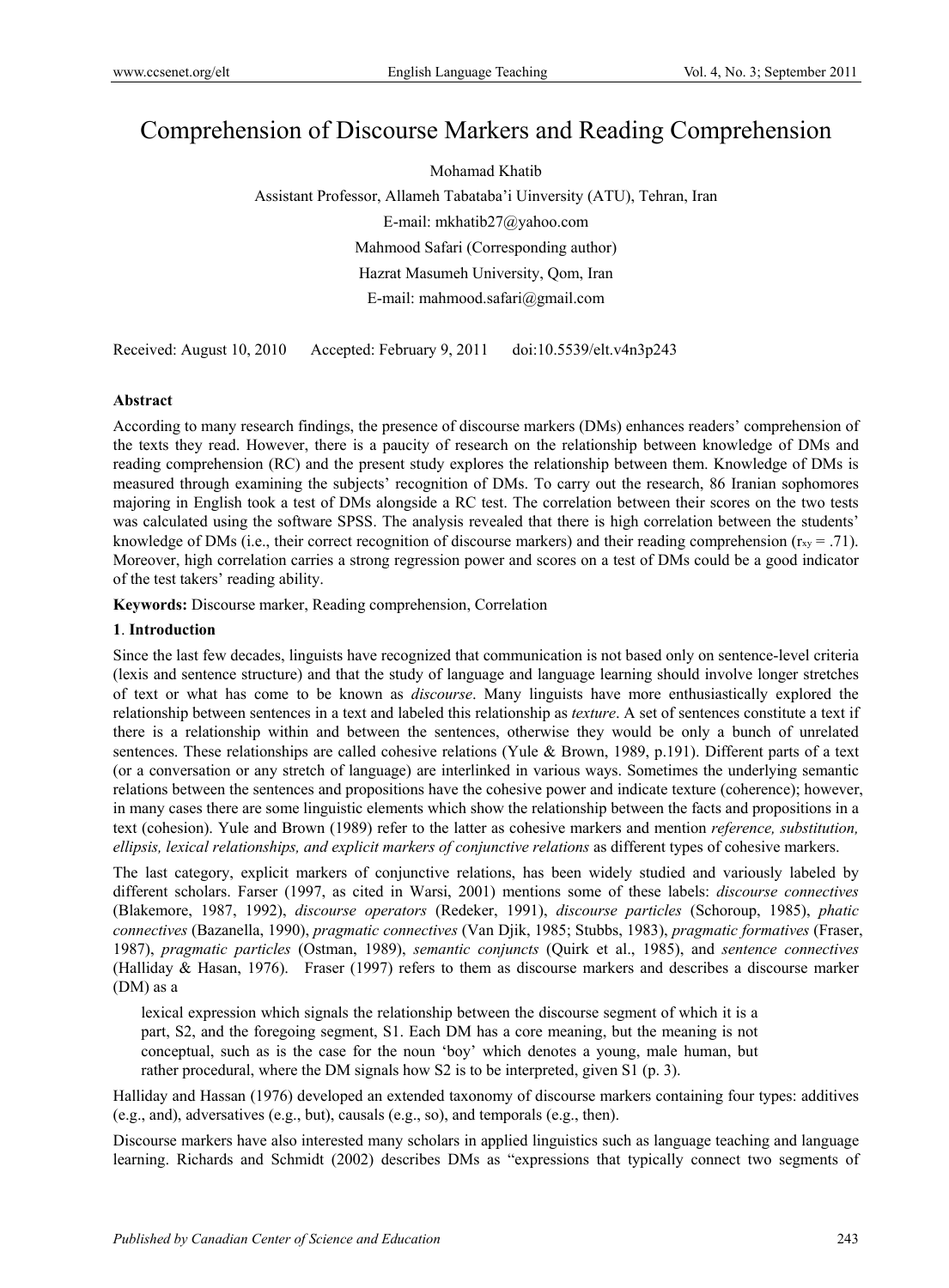# Comprehension of Discourse Markers and Reading Comprehension

Mohamad Khatib

Assistant Professor, Allameh Tabataba'i Uinversity (ATU), Tehran, Iran

E-mail: mkhatib27@yahoo.com

Mahmood Safari (Corresponding author)

Hazrat Masumeh University, Qom, Iran

E-mail: mahmood.safari@gmail.com

Received: August 10, 2010 Accepted: February 9, 2011 doi:10.5539/elt.v4n3p243

**Abstract**

According to many research findings, the presence of discourse markers (DMs) enhances readers' comprehension of the texts they read. However, there is a paucity of research on the relationship between knowledge of DMs and reading comprehension (RC) and the present study explores the relationship between them. Knowledge of DMs is measured through examining the subjects' recognition of DMs. To carry out the research, 86 Iranian sophomores majoring in English took a test of DMs alongside a RC test. The correlation between their scores on the two tests was calculated using the software SPSS. The analysis revealed that there is high correlation between the students' knowledge of DMs (i.e., their correct recognition of discourse markers) and their reading comprehension ($r_{xy} = .71$). Moreover, high correlation carries a strong regression power and scores on a test of DMs could be a good indicator of the test takers' reading ability.

**Keywords:** Discourse marker, Reading comprehension, Correlation

## 1. Introduction

Since the last few decades, linguists have recognized that communication is not based only on sentence-level criteria (lexis and sentence structure) and that the study of language and language learning should involve longer stretches of text or what has come to be known as *discourse*. Many linguists have more enthusiastically explored the relationship between sentences in a text and labeled this relationship as *texture*. A set of sentences constitute a text if there is a relationship within and between the sentences, otherwise they would be only a bunch of unrelated sentences. These relationships are called cohesive relations (Yule & Brown, 1989, p.191). Different parts of a text (or a conversation or any stretch of language) are interlinked in various ways. Sometimes the underlying semantic relations between the sentences and propositions have the cohesive power and indicate texture (coherence); however, in many cases there are some linguistic elements which show the relationship between the facts and propositions in a text (cohesion). Yule and Brown (1989) refer to the latter as cohesive markers and mention *reference, substitution, ellipsis, lexical relationships, and explicit markers of conjunctive relations* as different types of cohesive markers.

The last category, explicit markers of conjunctive relations, has been widely studied and variously labeled by different scholars. Farser (1997, as cited in Warsi, 2001) mentions some of these labels: *discourse connectives* (Blakemore, 1987, 1992), *discourse operators* (Redeker, 1991), *discourse particles* (Schoroup, 1985), *phatic connectives* (Bazanella, 1990), *pragmatic connectives* (Van Djik, 1985; Stubbs, 1983), *pragmatic formatives* (Fraser, 1987), *pragmatic particles* (Ostman, 1989), *semantic conjuncts* (Quirk et al., 1985), and *sentence connectives* (Halliday & Hasan, 1976). Fraser (1997) refers to them as discourse markers and describes a discourse marker (DM) as a

> lexical expression which signals the relationship between the discourse segment of which it is a part, S2, and the foregoing segment, S1. Each DM has a core meaning, but the meaning is not conceptual, such as is the case for the noun 'boy' which denotes a young, male human, but rather procedural, where the DM signals how S2 is to be interpreted, given S1 (p. 3).

Halliday and Hassan (1976) developed an extended taxonomy of discourse markers containing four types: additives (e.g., and), adversatives (e.g., but), causals (e.g., so), and temporals (e.g., then).

Discourse markers have also interested many scholars in applied linguistics such as language teaching and language learning. Richards and Schmidt (2002) describes DMs as "expressions that typically connect two segments of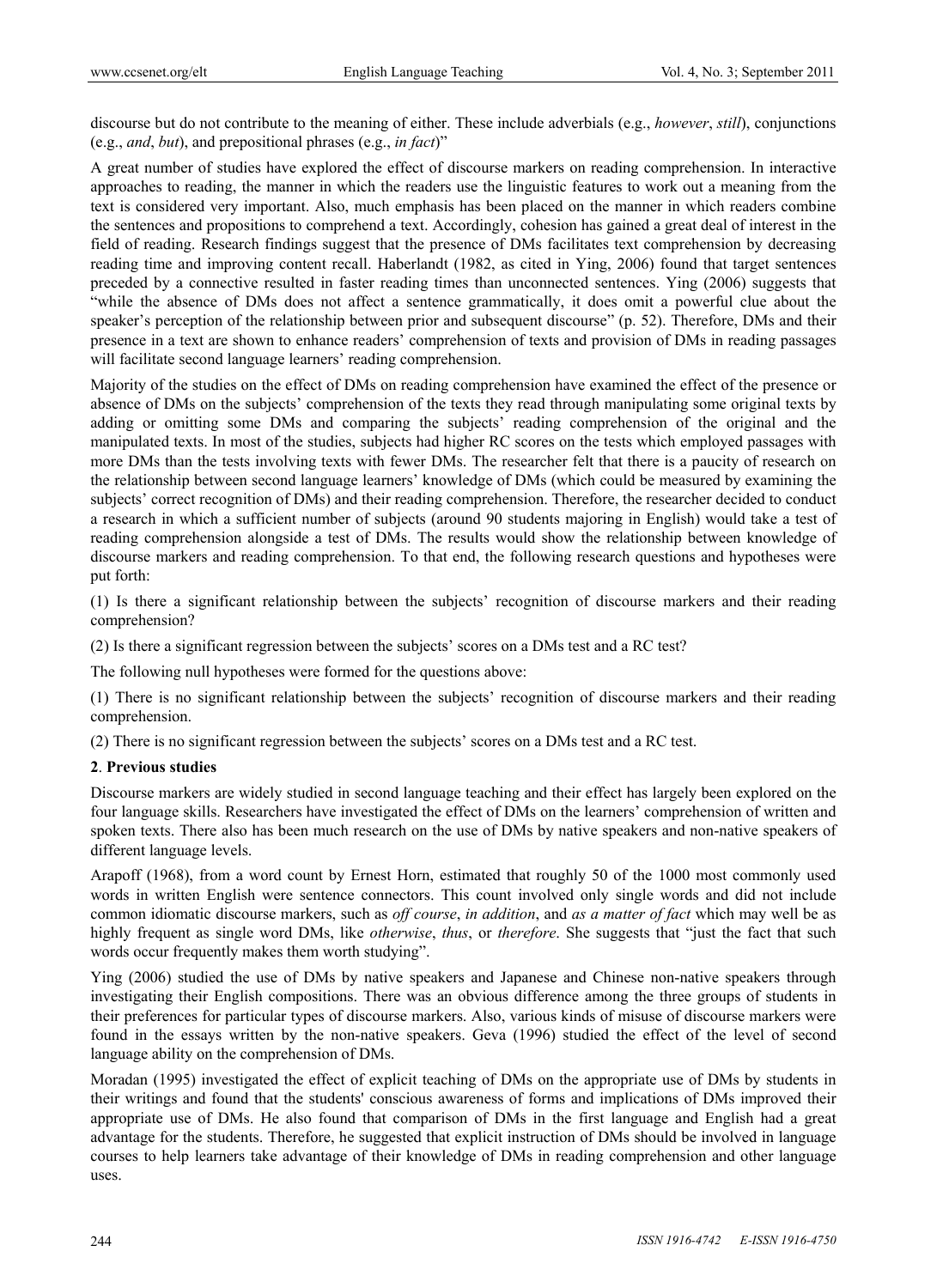discourse but do not contribute to the meaning of either. These include adverbials (e.g., *however*, *still*), conjunctions (e.g., *and*, *but*), and prepositional phrases (e.g., *in fact*)"

A great number of studies have explored the effect of discourse markers on reading comprehension. In interactive approaches to reading, the manner in which the readers use the linguistic features to work out a meaning from the text is considered very important. Also, much emphasis has been placed on the manner in which readers combine the sentences and propositions to comprehend a text. Accordingly, cohesion has gained a great deal of interest in the field of reading. Research findings suggest that the presence of DMs facilitates text comprehension by decreasing reading time and improving content recall. Haberlandt (1982, as cited in Ying, 2006) found that target sentences preceded by a connective resulted in faster reading times than unconnected sentences. Ying (2006) suggests that "while the absence of DMs does not affect a sentence grammatically, it does omit a powerful clue about the speaker's perception of the relationship between prior and subsequent discourse" (p. 52). Therefore, DMs and their presence in a text are shown to enhance readers' comprehension of texts and provision of DMs in reading passages will facilitate second language learners' reading comprehension.

Majority of the studies on the effect of DMs on reading comprehension have examined the effect of the presence or absence of DMs on the subjects' comprehension of the texts they read through manipulating some original texts by adding or omitting some DMs and comparing the subjects' reading comprehension of the original and the manipulated texts. In most of the studies, subjects had higher RC scores on the tests which employed passages with more DMs than the tests involving texts with fewer DMs. The researcher felt that there is a paucity of research on the relationship between second language learners' knowledge of DMs (which could be measured by examining the subjects' correct recognition of DMs) and their reading comprehension. Therefore, the researcher decided to conduct a research in which a sufficient number of subjects (around 90 students majoring in English) would take a test of reading comprehension alongside a test of DMs. The results would show the relationship between knowledge of discourse markers and reading comprehension. To that end, the following research questions and hypotheses were put forth:

(1) Is there a significant relationship between the subjects' recognition of discourse markers and their reading comprehension?

(2) Is there a significant regression between the subjects' scores on a DMs test and a RC test?

The following null hypotheses were formed for the questions above:

(1) There is no significant relationship between the subjects' recognition of discourse markers and their reading comprehension.

(2) There is no significant regression between the subjects' scores on a DMs test and a RC test.

## 2. Previous studies

Discourse markers are widely studied in second language teaching and their effect has largely been explored on the four language skills. Researchers have investigated the effect of DMs on the learners' comprehension of written and spoken texts. There also has been much research on the use of DMs by native speakers and non-native speakers of different language levels.

Arapoff (1968), from a word count by Ernest Horn, estimated that roughly 50 of the 1000 most commonly used words in written English were sentence connectors. This count involved only single words and did not include common idiomatic discourse markers, such as *off course*, *in addition*, and *as a matter of fact* which may well be as highly frequent as single word DMs, like *otherwise*, *thus*, or *therefore*. She suggests that "just the fact that such words occur frequently makes them worth studying".

Ying (2006) studied the use of DMs by native speakers and Japanese and Chinese non-native speakers through investigating their English compositions. There was an obvious difference among the three groups of students in their preferences for particular types of discourse markers. Also, various kinds of misuse of discourse markers were found in the essays written by the non-native speakers. Geva (1996) studied the effect of the level of second language ability on the comprehension of DMs.

Moradan (1995) investigated the effect of explicit teaching of DMs on the appropriate use of DMs by students in their writings and found that the students' conscious awareness of forms and implications of DMs improved their appropriate use of DMs. He also found that comparison of DMs in the first language and English had a great advantage for the students. Therefore, he suggested that explicit instruction of DMs should be involved in language courses to help learners take advantage of their knowledge of DMs in reading comprehension and other language uses.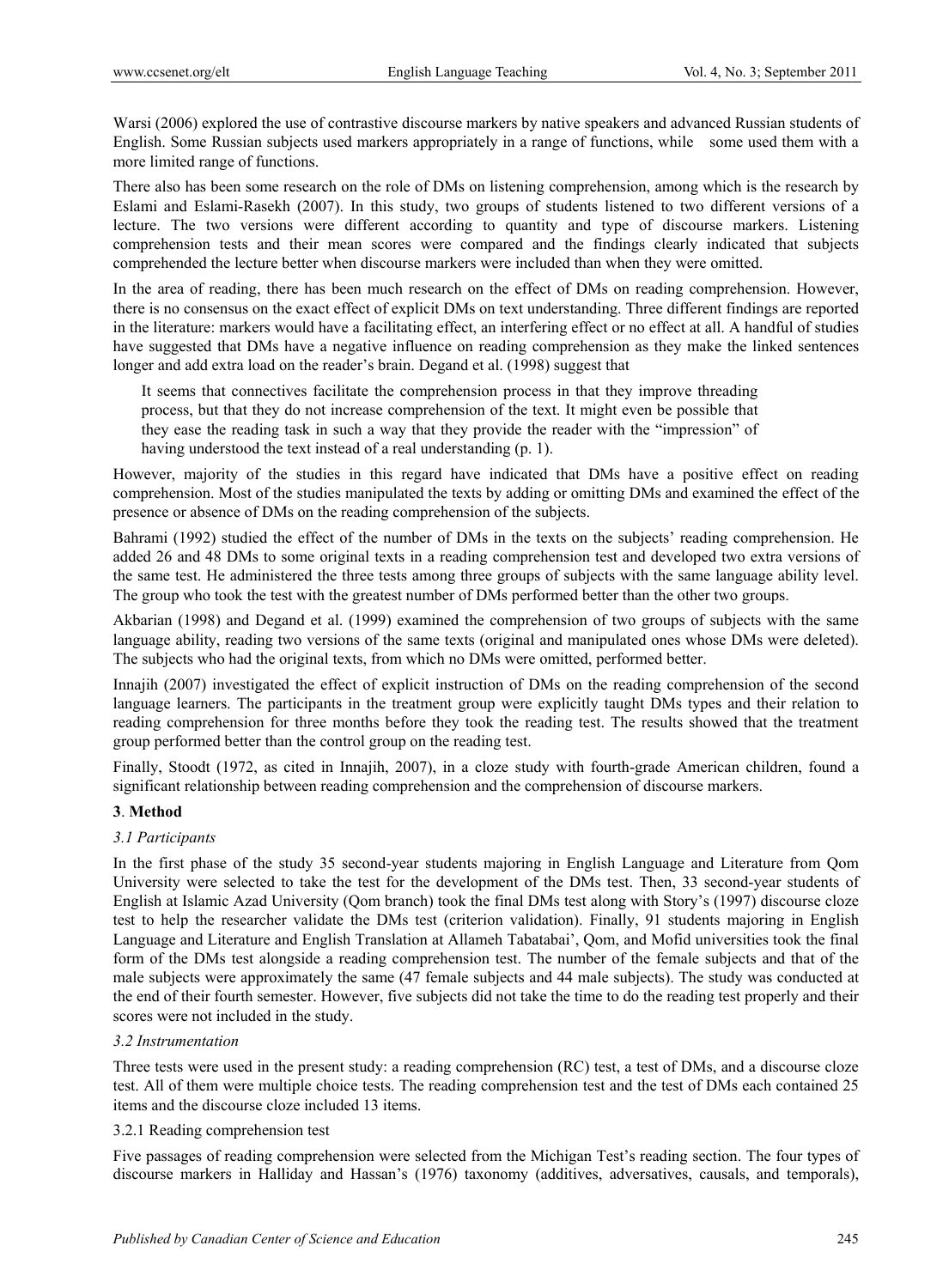Warsi (2006) explored the use of contrastive discourse markers by native speakers and advanced Russian students of English. Some Russian subjects used markers appropriately in a range of functions, while some used them with a more limited range of functions.

There also has been some research on the role of DMs on listening comprehension, among which is the research by Eslami and Eslami-Rasekh (2007). In this study, two groups of students listened to two different versions of a lecture. The two versions were different according to quantity and type of discourse markers. Listening comprehension tests and their mean scores were compared and the findings clearly indicated that subjects comprehended the lecture better when discourse markers were included than when they were omitted.

In the area of reading, there has been much research on the effect of DMs on reading comprehension. However, there is no consensus on the exact effect of explicit DMs on text understanding. Three different findings are reported in the literature: markers would have a facilitating effect, an interfering effect or no effect at all. A handful of studies have suggested that DMs have a negative influence on reading comprehension as they make the linked sentences longer and add extra load on the reader's brain. Degand et al. (1998) suggest that

> It seems that connectives facilitate the comprehension process in that they improve threading process, but that they do not increase comprehension of the text. It might even be possible that they ease the reading task in such a way that they provide the reader with the "impression" of having understood the text instead of a real understanding (p. 1).

However, majority of the studies in this regard have indicated that DMs have a positive effect on reading comprehension. Most of the studies manipulated the texts by adding or omitting DMs and examined the effect of the presence or absence of DMs on the reading comprehension of the subjects.

Bahrami (1992) studied the effect of the number of DMs in the texts on the subjects' reading comprehension. He added 26 and 48 DMs to some original texts in a reading comprehension test and developed two extra versions of the same test. He administered the three tests among three groups of subjects with the same language ability level. The group who took the test with the greatest number of DMs performed better than the other two groups.

Akbarian (1998) and Degand et al. (1999) examined the comprehension of two groups of subjects with the same language ability, reading two versions of the same texts (original and manipulated ones whose DMs were deleted). The subjects who had the original texts, from which no DMs were omitted, performed better.

Innajih (2007) investigated the effect of explicit instruction of DMs on the reading comprehension of the second language learners. The participants in the treatment group were explicitly taught DMs types and their relation to reading comprehension for three months before they took the reading test. The results showed that the treatment group performed better than the control group on the reading test.

Finally, Stoodt (1972, as cited in Innajih, 2007), in a cloze study with fourth-grade American children, found a significant relationship between reading comprehension and the comprehension of discourse markers.

## 3. Method

### *3.1 Participants*

In the first phase of the study 35 second-year students majoring in English Language and Literature from Qom University were selected to take the test for the development of the DMs test. Then, 33 second-year students of English at Islamic Azad University (Qom branch) took the final DMs test along with Story's (1997) discourse cloze test to help the researcher validate the DMs test (criterion validation). Finally, 91 students majoring in English Language and Literature and English Translation at Allameh Tabatabai', Qom, and Mofid universities took the final form of the DMs test alongside a reading comprehension test. The number of the female subjects and that of the male subjects were approximately the same (47 female subjects and 44 male subjects). The study was conducted at the end of their fourth semester. However, five subjects did not take the time to do the reading test properly and their scores were not included in the study.

### *3.2 Instrumentation*

Three tests were used in the present study: a reading comprehension (RC) test, a test of DMs, and a discourse cloze test. All of them were multiple choice tests. The reading comprehension test and the test of DMs each contained 25 items and the discourse cloze included 13 items.

#### 3.2.1 Reading comprehension test

Five passages of reading comprehension were selected from the Michigan Test's reading section. The four types of discourse markers in Halliday and Hassan's (1976) taxonomy (additives, adversatives, causals, and temporals),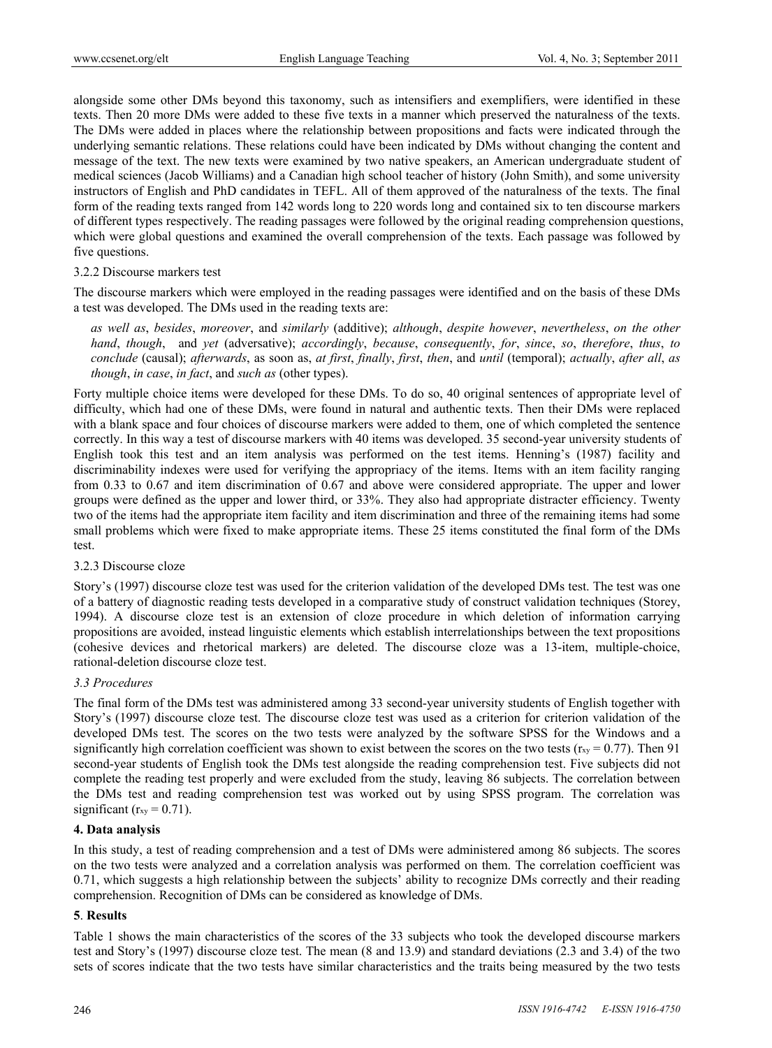alongside some other DMs beyond this taxonomy, such as intensifiers and exemplifiers, were identified in these texts. Then 20 more DMs were added to these five texts in a manner which preserved the naturalness of the texts. The DMs were added in places where the relationship between propositions and facts were indicated through the underlying semantic relations. These relations could have been indicated by DMs without changing the content and message of the text. The new texts were examined by two native speakers, an American undergraduate student of medical sciences (Jacob Williams) and a Canadian high school teacher of history (John Smith), and some university instructors of English and PhD candidates in TEFL. All of them approved of the naturalness of the texts. The final form of the reading texts ranged from 142 words long to 220 words long and contained six to ten discourse markers of different types respectively. The reading passages were followed by the original reading comprehension questions, which were global questions and examined the overall comprehension of the texts. Each passage was followed by five questions.

#### 3.2.2 Discourse markers test

The discourse markers which were employed in the reading passages were identified and on the basis of these DMs a test was developed. The DMs used in the reading texts are:

> *as well as*, *besides*, *moreover*, and *similarly* (additive); *although*, *despite however*, *nevertheless*, *on the other hand*, *though*, and *yet* (adversative); *accordingly*, *because*, *consequently*, *for*, *since*, *so*, *therefore*, *thus*, *to conclude* (causal); *afterwards*, as soon as, *at first*, *finally*, *first*, *then*, and *until* (temporal); *actually*, *after all*, *as though*, *in case*, *in fact*, and *such as* (other types).

Forty multiple choice items were developed for these DMs. To do so, 40 original sentences of appropriate level of difficulty, which had one of these DMs, were found in natural and authentic texts. Then their DMs were replaced with a blank space and four choices of discourse markers were added to them, one of which completed the sentence correctly. In this way a test of discourse markers with 40 items was developed. 35 second-year university students of English took this test and an item analysis was performed on the test items. Henning's (1987) facility and discriminability indexes were used for verifying the appropriacy of the items. Items with an item facility ranging from 0.33 to 0.67 and item discrimination of 0.67 and above were considered appropriate. The upper and lower groups were defined as the upper and lower third, or 33%. They also had appropriate distracter efficiency. Twenty two of the items had the appropriate item facility and item discrimination and three of the remaining items had some small problems which were fixed to make appropriate items. These 25 items constituted the final form of the DMs test.

#### 3.2.3 Discourse cloze

Story's (1997) discourse cloze test was used for the criterion validation of the developed DMs test. The test was one of a battery of diagnostic reading tests developed in a comparative study of construct validation techniques (Storey, 1994). A discourse cloze test is an extension of cloze procedure in which deletion of information carrying propositions are avoided, instead linguistic elements which establish interrelationships between the text propositions (cohesive devices and rhetorical markers) are deleted. The discourse cloze was a 13-item, multiple-choice, rational-deletion discourse cloze test.

### *3.3 Procedures*

The final form of the DMs test was administered among 33 second-year university students of English together with Story's (1997) discourse cloze test. The discourse cloze test was used as a criterion for criterion validation of the developed DMs test. The scores on the two tests were analyzed by the software SPSS for the Windows and a significantly high correlation coefficient was shown to exist between the scores on the two tests ($r_{xy} = 0.77$). Then 91 second-year students of English took the DMs test alongside the reading comprehension test. Five subjects did not complete the reading test properly and were excluded from the study, leaving 86 subjects. The correlation between the DMs test and reading comprehension test was worked out by using SPSS program. The correlation was significant ($r_{xy} = 0.71$).

## 4. Data analysis

In this study, a test of reading comprehension and a test of DMs were administered among 86 subjects. The scores on the two tests were analyzed and a correlation analysis was performed on them. The correlation coefficient was 0.71, which suggests a high relationship between the subjects' ability to recognize DMs correctly and their reading comprehension. Recognition of DMs can be considered as knowledge of DMs.

## 5. Results

Table 1 shows the main characteristics of the scores of the 33 subjects who took the developed discourse markers test and Story's (1997) discourse cloze test. The mean (8 and 13.9) and standard deviations (2.3 and 3.4) of the two sets of scores indicate that the two tests have similar characteristics and the traits being measured by the two tests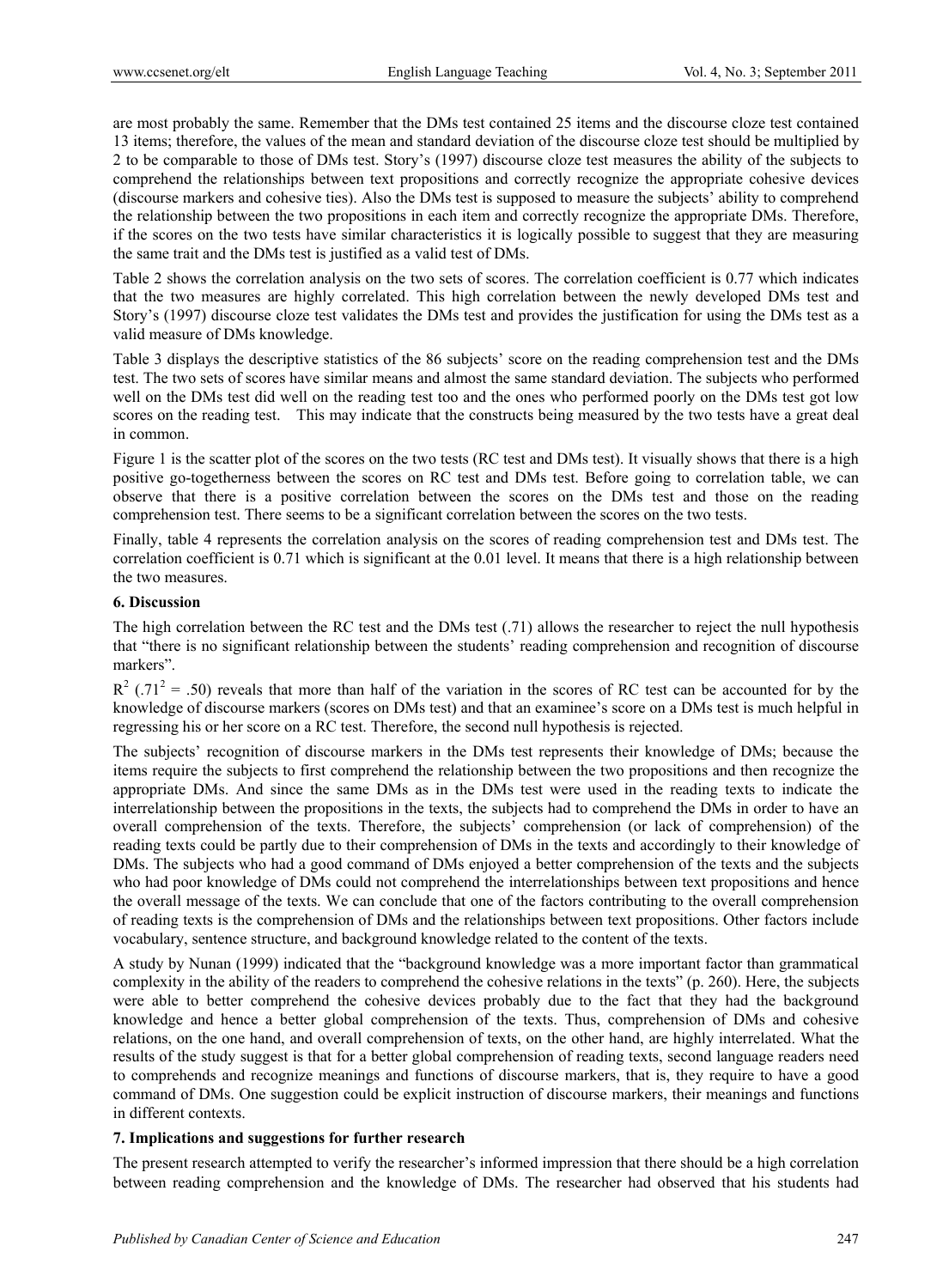are most probably the same. Remember that the DMs test contained 25 items and the discourse cloze test contained 13 items; therefore, the values of the mean and standard deviation of the discourse cloze test should be multiplied by 2 to be comparable to those of DMs test. Story's (1997) discourse cloze test measures the ability of the subjects to comprehend the relationships between text propositions and correctly recognize the appropriate cohesive devices (discourse markers and cohesive ties). Also the DMs test is supposed to measure the subjects' ability to comprehend the relationship between the two propositions in each item and correctly recognize the appropriate DMs. Therefore, if the scores on the two tests have similar characteristics it is logically possible to suggest that they are measuring the same trait and the DMs test is justified as a valid test of DMs.

Table 2 shows the correlation analysis on the two sets of scores. The correlation coefficient is 0.77 which indicates that the two measures are highly correlated. This high correlation between the newly developed DMs test and Story's (1997) discourse cloze test validates the DMs test and provides the justification for using the DMs test as a valid measure of DMs knowledge.

Table 3 displays the descriptive statistics of the 86 subjects' score on the reading comprehension test and the DMs test. The two sets of scores have similar means and almost the same standard deviation. The subjects who performed well on the DMs test did well on the reading test too and the ones who performed poorly on the DMs test got low scores on the reading test. This may indicate that the constructs being measured by the two tests have a great deal in common.

Figure 1 is the scatter plot of the scores on the two tests (RC test and DMs test). It visually shows that there is a high positive go-togetherness between the scores on RC test and DMs test. Before going to correlation table, we can observe that there is a positive correlation between the scores on the DMs test and those on the reading comprehension test. There seems to be a significant correlation between the scores on the two tests.

Finally, table 4 represents the correlation analysis on the scores of reading comprehension test and DMs test. The correlation coefficient is 0.71 which is significant at the 0.01 level. It means that there is a high relationship between the two measures.

## 6. Discussion

The high correlation between the RC test and the DMs test (.71) allows the researcher to reject the null hypothesis that "there is no significant relationship between the students' reading comprehension and recognition of discourse markers".

$R^2$ ($.71^2 = .50$) reveals that more than half of the variation in the scores of RC test can be accounted for by the knowledge of discourse markers (scores on DMs test) and that an examinee's score on a DMs test is much helpful in regressing his or her score on a RC test. Therefore, the second null hypothesis is rejected.

The subjects' recognition of discourse markers in the DMs test represents their knowledge of DMs; because the items require the subjects to first comprehend the relationship between the two propositions and then recognize the appropriate DMs. And since the same DMs as in the DMs test were used in the reading texts to indicate the interrelationship between the propositions in the texts, the subjects had to comprehend the DMs in order to have an overall comprehension of the texts. Therefore, the subjects' comprehension (or lack of comprehension) of the reading texts could be partly due to their comprehension of DMs in the texts and accordingly to their knowledge of DMs. The subjects who had a good command of DMs enjoyed a better comprehension of the texts and the subjects who had poor knowledge of DMs could not comprehend the interrelationships between text propositions and hence the overall message of the texts. We can conclude that one of the factors contributing to the overall comprehension of reading texts is the comprehension of DMs and the relationships between text propositions. Other factors include vocabulary, sentence structure, and background knowledge related to the content of the texts.

A study by Nunan (1999) indicated that the "background knowledge was a more important factor than grammatical complexity in the ability of the readers to comprehend the cohesive relations in the texts" (p. 260). Here, the subjects were able to better comprehend the cohesive devices probably due to the fact that they had the background knowledge and hence a better global comprehension of the texts. Thus, comprehension of DMs and cohesive relations, on the one hand, and overall comprehension of texts, on the other hand, are highly interrelated. What the results of the study suggest is that for a better global comprehension of reading texts, second language readers need to comprehends and recognize meanings and functions of discourse markers, that is, they require to have a good command of DMs. One suggestion could be explicit instruction of discourse markers, their meanings and functions in different contexts.

## 7. Implications and suggestions for further research

The present research attempted to verify the researcher's informed impression that there should be a high correlation between reading comprehension and the knowledge of DMs. The researcher had observed that his students had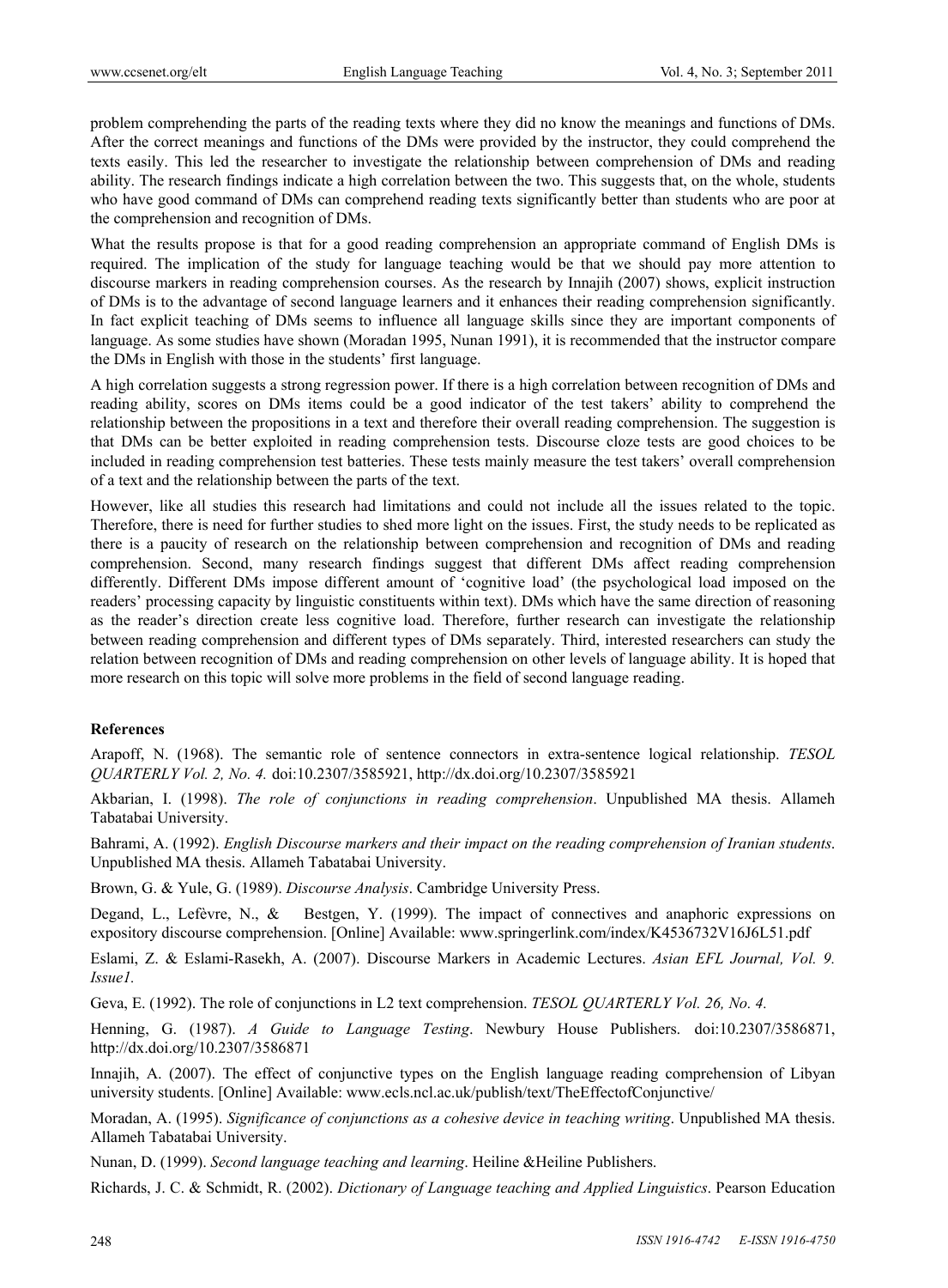problem comprehending the parts of the reading texts where they did no know the meanings and functions of DMs. After the correct meanings and functions of the DMs were provided by the instructor, they could comprehend the texts easily. This led the researcher to investigate the relationship between comprehension of DMs and reading ability. The research findings indicate a high correlation between the two. This suggests that, on the whole, students who have good command of DMs can comprehend reading texts significantly better than students who are poor at the comprehension and recognition of DMs.

What the results propose is that for a good reading comprehension an appropriate command of English DMs is required. The implication of the study for language teaching would be that we should pay more attention to discourse markers in reading comprehension courses. As the research by Innajih (2007) shows, explicit instruction of DMs is to the advantage of second language learners and it enhances their reading comprehension significantly. In fact explicit teaching of DMs seems to influence all language skills since they are important components of language. As some studies have shown (Moradan 1995, Nunan 1991), it is recommended that the instructor compare the DMs in English with those in the students' first language.

A high correlation suggests a strong regression power. If there is a high correlation between recognition of DMs and reading ability, scores on DMs items could be a good indicator of the test takers' ability to comprehend the relationship between the propositions in a text and therefore their overall reading comprehension. The suggestion is that DMs can be better exploited in reading comprehension tests. Discourse cloze tests are good choices to be included in reading comprehension test batteries. These tests mainly measure the test takers' overall comprehension of a text and the relationship between the parts of the text.

However, like all studies this research had limitations and could not include all the issues related to the topic. Therefore, there is need for further studies to shed more light on the issues. First, the study needs to be replicated as there is a paucity of research on the relationship between comprehension and recognition of DMs and reading comprehension. Second, many research findings suggest that different DMs affect reading comprehension differently. Different DMs impose different amount of 'cognitive load' (the psychological load imposed on the readers' processing capacity by linguistic constituents within text). DMs which have the same direction of reasoning as the reader's direction create less cognitive load. Therefore, further research can investigate the relationship between reading comprehension and different types of DMs separately. Third, interested researchers can study the relation between recognition of DMs and reading comprehension on other levels of language ability. It is hoped that more research on this topic will solve more problems in the field of second language reading.

## References

Arapoff, N. (1968). The semantic role of sentence connectors in extra-sentence logical relationship. *TESOL QUARTERLY Vol. 2, No. 4.* doi:10.2307/3585921, http://dx.doi.org/10.2307/3585921

Akbarian, I. (1998). *The role of conjunctions in reading comprehension*. Unpublished MA thesis. Allameh Tabatabai University.

Bahrami, A. (1992). *English Discourse markers and their impact on the reading comprehension of Iranian students*. Unpublished MA thesis. Allameh Tabatabai University.

Brown, G. & Yule, G. (1989). *Discourse Analysis*. Cambridge University Press.

Degand, L., Lefèvre, N., & Bestgen, Y. (1999). The impact of connectives and anaphoric expressions on expository discourse comprehension. [Online] Available: www.springerlink.com/index/K4536732V16J6L51.pdf

Eslami, Z. & Eslami-Rasekh, A. (2007). Discourse Markers in Academic Lectures. *Asian EFL Journal, Vol. 9. Issue1.*

Geva, E. (1992). The role of conjunctions in L2 text comprehension. *TESOL QUARTERLY Vol. 26, No. 4.*

Henning, G. (1987). *A Guide to Language Testing*. Newbury House Publishers. doi:10.2307/3586871, http://dx.doi.org/10.2307/3586871

Innajih, A. (2007). The effect of conjunctive types on the English language reading comprehension of Libyan university students. [Online] Available: www.ecls.ncl.ac.uk/publish/text/TheEffectofConjunctive/

Moradan, A. (1995). *Significance of conjunctions as a cohesive device in teaching writing*. Unpublished MA thesis. Allameh Tabatabai University.

Nunan, D. (1999). *Second language teaching and learning*. Heiline &Heiline Publishers.

Richards, J. C. & Schmidt, R. (2002). *Dictionary of Language teaching and Applied Linguistics*. Pearson Education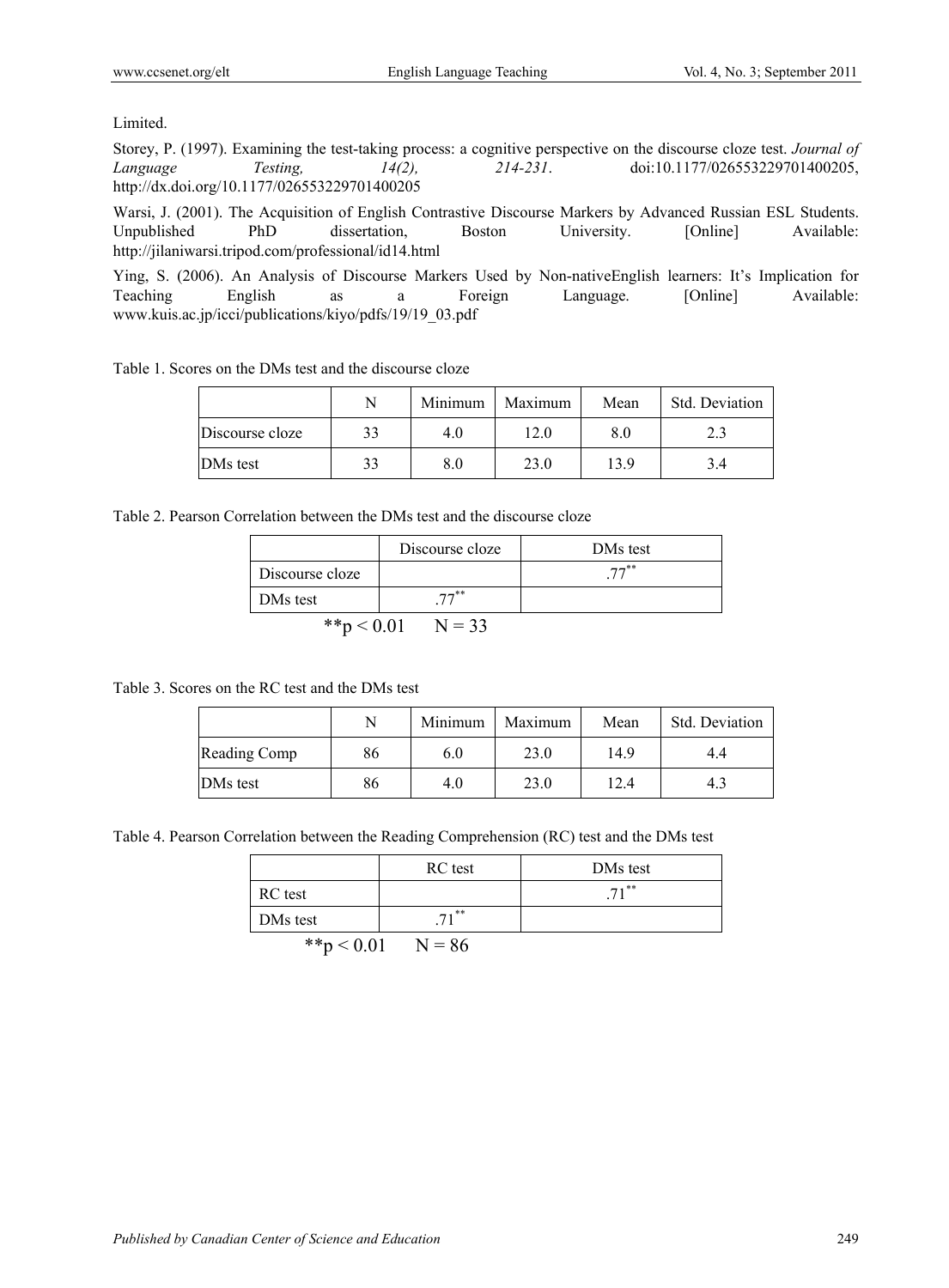Limited.

Storey, P. (1997). Examining the test-taking process: a cognitive perspective on the discourse cloze test. *Journal of Language Testing, 14(2), 214-231*. doi:10.1177/026553229701400205, http://dx.doi.org/10.1177/026553229701400205

Warsi, J. (2001). The Acquisition of English Contrastive Discourse Markers by Advanced Russian ESL Students. Unpublished PhD dissertation, Boston University. [Online] Available: http://jilaniwarsi.tripod.com/professional/id14.html

Ying, S. (2006). An Analysis of Discourse Markers Used by Non-nativeEnglish learners: It's Implication for Teaching English as a Foreign Language. [Online] Available: www.kuis.ac.jp/icci/publications/kiyo/pdfs/19/19_03.pdf

Table 1. Scores on the DMs test and the discourse cloze

| | N | Minimum | Maximum | Mean | Std. Deviation |
|---|---|---|---|---|---|
| Discourse cloze | 33 | 4.0 | 12.0 | 8.0 | 2.3 |
| DMs test | 33 | 8.0 | 23.0 | 13.9 | 3.4 |

Table 2. Pearson Correlation between the DMs test and the discourse cloze

| | Discourse cloze | DMs test |
|---|---|---|
| Discourse cloze | | .77** |
| DMs test | .77** | |

**$p < 0.01$ &nbsp;&nbsp; $N = 33$

Table 3. Scores on the RC test and the DMs test

| | N | Minimum | Maximum | Mean | Std. Deviation |
|---|---|---|---|---|---|
| Reading Comp | 86 | 6.0 | 23.0 | 14.9 | 4.4 |
| DMs test | 86 | 4.0 | 23.0 | 12.4 | 4.3 |

Table 4. Pearson Correlation between the Reading Comprehension (RC) test and the DMs test

| | RC test | DMs test |
|---|---|---|
| RC test | | .71** |
| DMs test | .71** | |

**$p < 0.01$ &nbsp;&nbsp; $N = 86$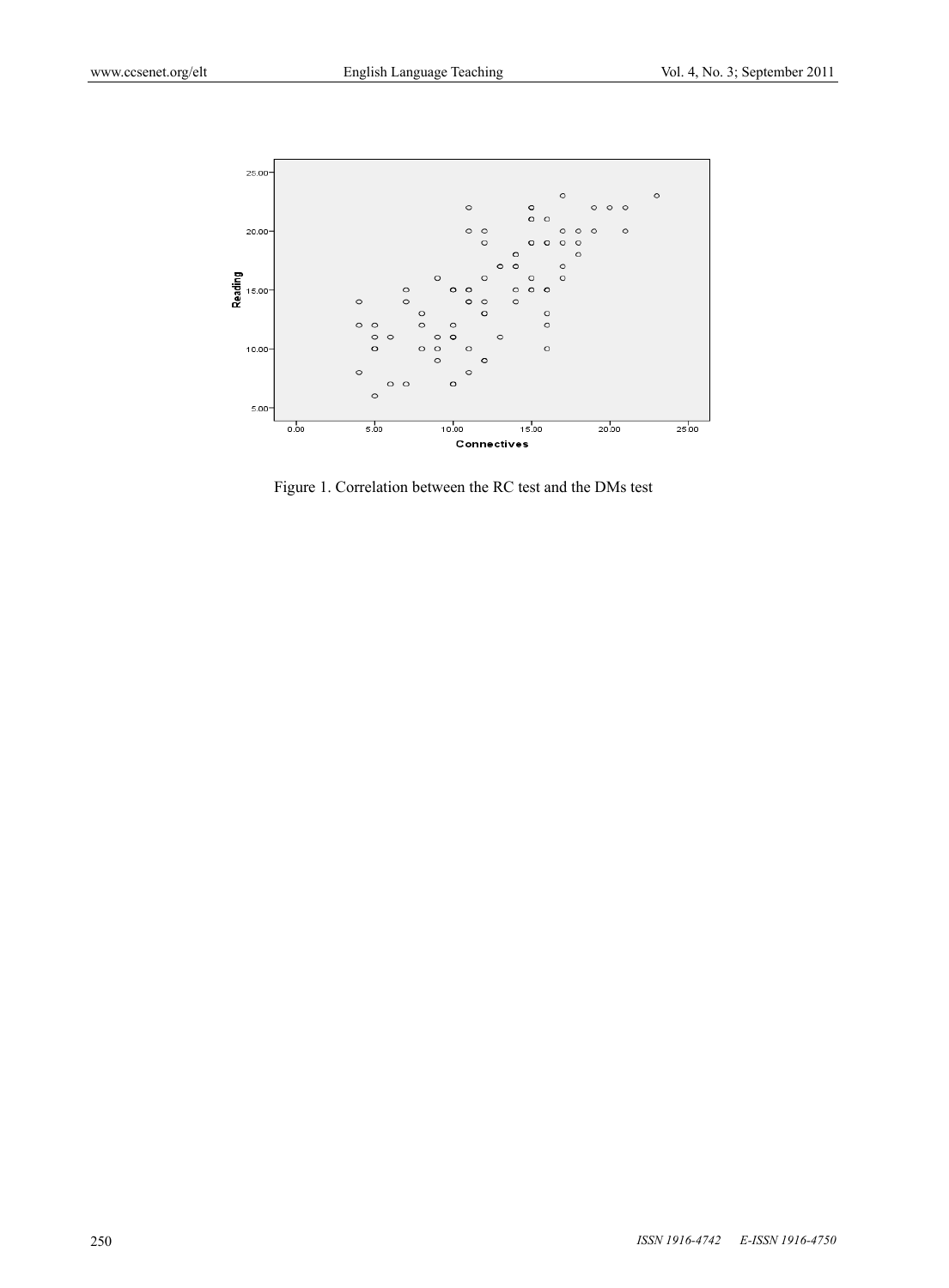25.00

20.00

15.00

10.00

5.00

Reading

0.00 5.00 10.00 15.00 20.00 25.00

Connectives

Figure 1. Correlation between the RC test and the DMs test